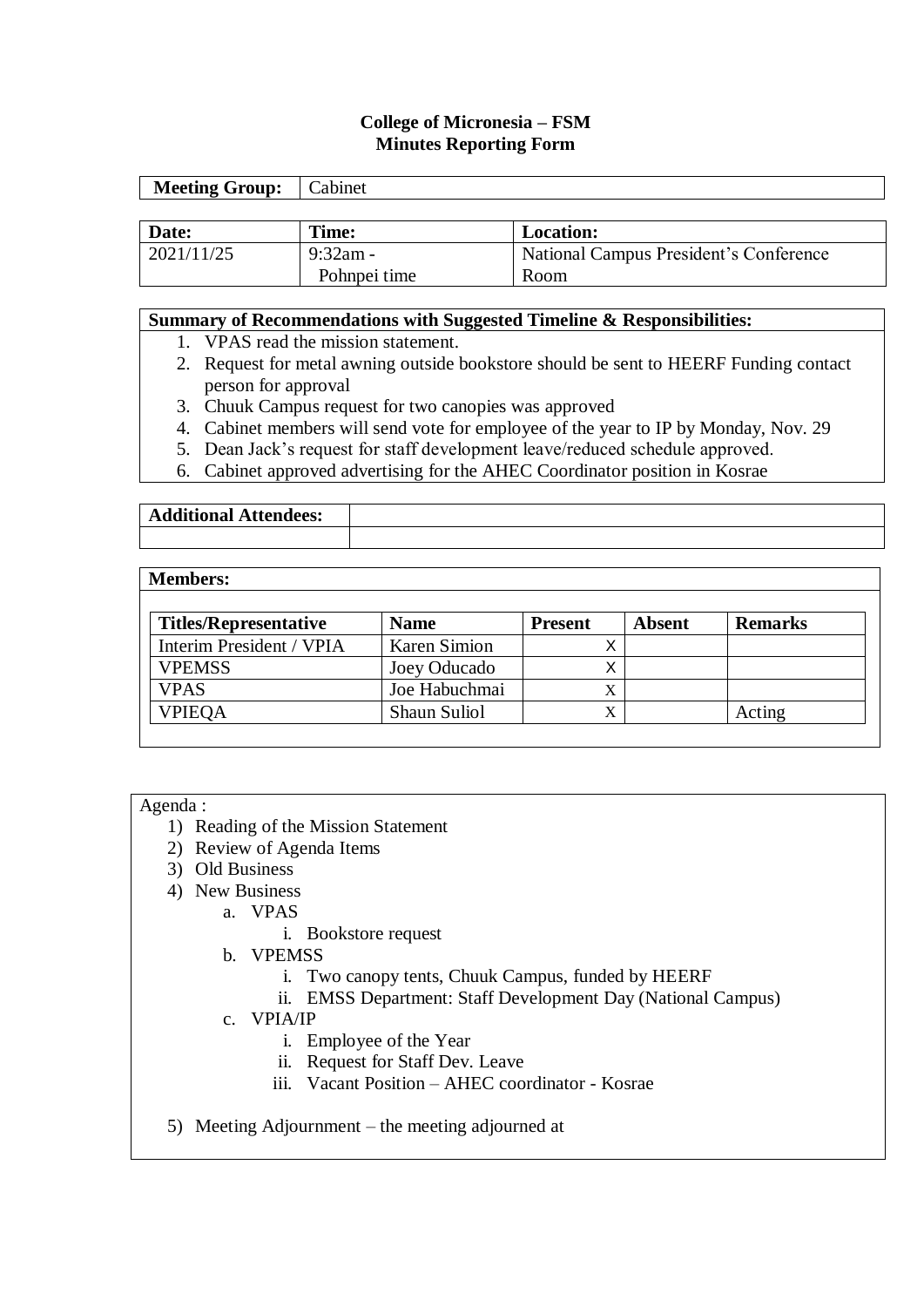**College of Micronesia – FSM**
**Minutes Reporting Form**

| **Meeting Group:** | Cabinet |
|---|---|

| **Date:** | **Time:** | **Location:** |
|---|---|---|
| 2021/11/25 | 9:32am - Pohnpei time | National Campus President's Conference Room |

**Summary of Recommendations with Suggested Timeline & Responsibilities:**

1. VPAS read the mission statement.
2. Request for metal awning outside bookstore should be sent to HEERF Funding contact person for approval
3. Chuuk Campus request for two canopies was approved
4. Cabinet members will send vote for employee of the year to IP by Monday, Nov. 29
5. Dean Jack's request for staff development leave/reduced schedule approved.
6. Cabinet approved advertising for the AHEC Coordinator position in Kosrae

| **Additional Attendees:** | |
|---|---|
| | |

**Members:**

| **Titles/Representative** | **Name** | **Present** | **Absent** | **Remarks** |
|---|---|---|---|---|
| Interim President / VPIA | Karen Simion | X | | |
| VPEMSS | Joey Oducado | X | | |
| VPAS | Joe Habuchmai | X | | |
| VPIEQA | Shaun Suliol | X | | Acting |

Agenda :

1) Reading of the Mission Statement
2) Review of Agenda Items
3) Old Business
4) New Business
   a. VPAS
      i. Bookstore request
   b. VPEMSS
      i. Two canopy tents, Chuuk Campus, funded by HEERF
      ii. EMSS Department: Staff Development Day (National Campus)
   c. VPIA/IP
      i. Employee of the Year
      ii. Request for Staff Dev. Leave
      iii. Vacant Position – AHEC coordinator - Kosrae
5) Meeting Adjournment – the meeting adjourned at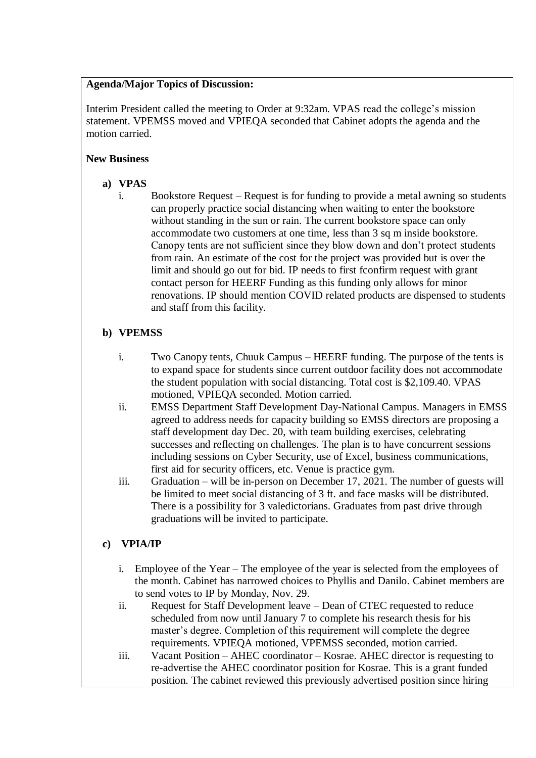**Agenda/Major Topics of Discussion:**

Interim President called the meeting to Order at 9:32am. VPAS read the college's mission statement. VPEMSS moved and VPIEQA seconded that Cabinet adopts the agenda and the motion carried.

**New Business**

**a) VPAS**

i. Bookstore Request – Request is for funding to provide a metal awning so students can properly practice social distancing when waiting to enter the bookstore without standing in the sun or rain. The current bookstore space can only accommodate two customers at one time, less than 3 sq m inside bookstore. Canopy tents are not sufficient since they blow down and don't protect students from rain. An estimate of the cost for the project was provided but is over the limit and should go out for bid. IP needs to first fconfirm request with grant contact person for HEERF Funding as this funding only allows for minor renovations. IP should mention COVID related products are dispensed to students and staff from this facility.

**b) VPEMSS**

i. Two Canopy tents, Chuuk Campus – HEERF funding. The purpose of the tents is to expand space for students since current outdoor facility does not accommodate the student population with social distancing. Total cost is $2,109.40. VPAS motioned, VPIEQA seconded. Motion carried.

ii. EMSS Department Staff Development Day-National Campus. Managers in EMSS agreed to address needs for capacity building so EMSS directors are proposing a staff development day Dec. 20, with team building exercises, celebrating successes and reflecting on challenges. The plan is to have concurrent sessions including sessions on Cyber Security, use of Excel, business communications, first aid for security officers, etc. Venue is practice gym.

iii. Graduation – will be in-person on December 17, 2021. The number of guests will be limited to meet social distancing of 3 ft. and face masks will be distributed. There is a possibility for 3 valedictorians. Graduates from past drive through graduations will be invited to participate.

**c) VPIA/IP**

i. Employee of the Year – The employee of the year is selected from the employees of the month. Cabinet has narrowed choices to Phyllis and Danilo. Cabinet members are to send votes to IP by Monday, Nov. 29.

ii. Request for Staff Development leave – Dean of CTEC requested to reduce scheduled from now until January 7 to complete his research thesis for his master's degree. Completion of this requirement will complete the degree requirements. VPIEQA motioned, VPEMSS seconded, motion carried.

iii. Vacant Position – AHEC coordinator – Kosrae. AHEC director is requesting to re-advertise the AHEC coordinator position for Kosrae. This is a grant funded position. The cabinet reviewed this previously advertised position since hiring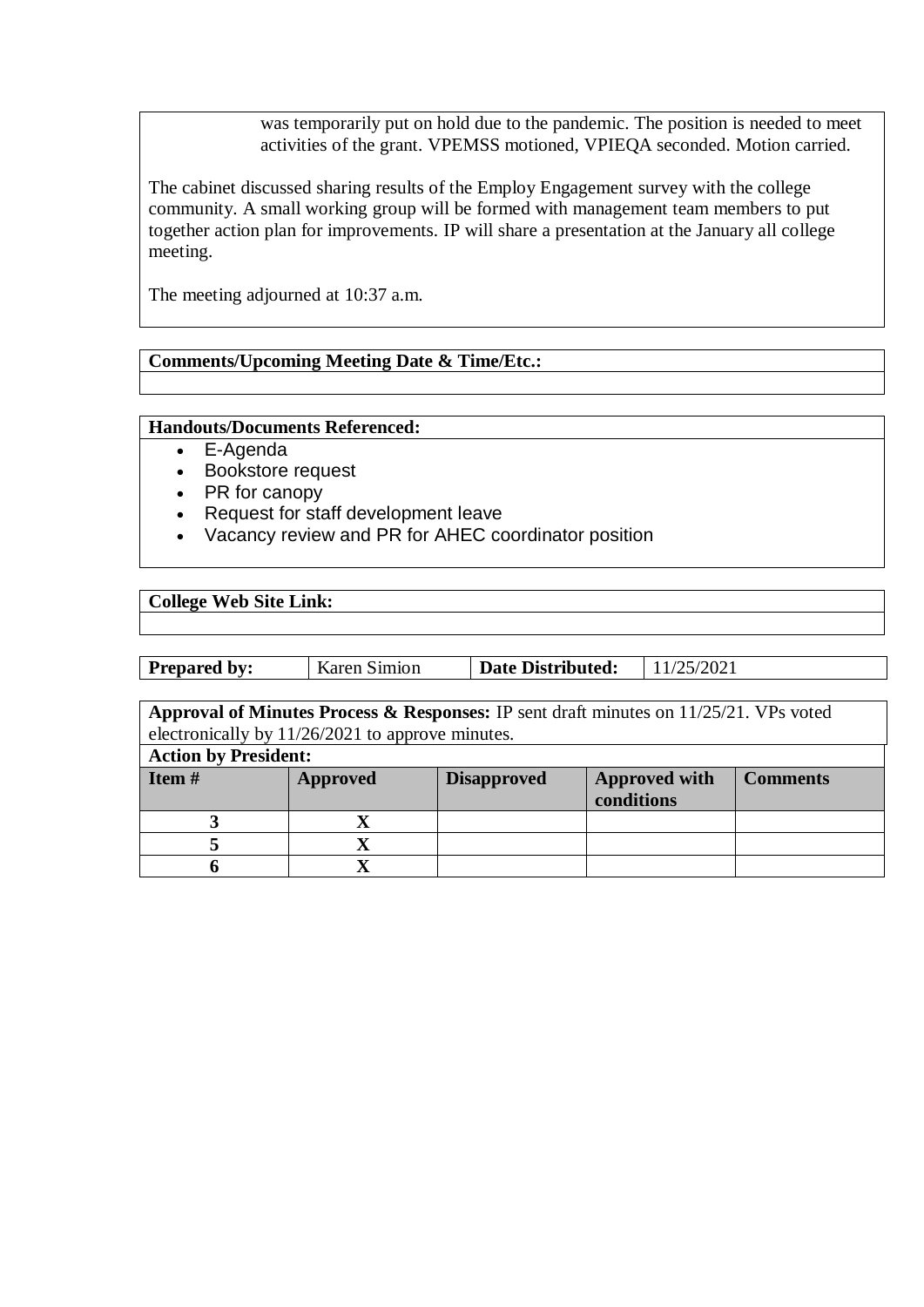was temporarily put on hold due to the pandemic. The position is needed to meet activities of the grant. VPEMSS motioned, VPIEQA seconded. Motion carried.

The cabinet discussed sharing results of the Employ Engagement survey with the college community. A small working group will be formed with management team members to put together action plan for improvements. IP will share a presentation at the January all college meeting.

The meeting adjourned at 10:37 a.m.

**Comments/Upcoming Meeting Date & Time/Etc.:**

**Handouts/Documents Referenced:**

- E-Agenda
- Bookstore request
- PR for canopy
- Request for staff development leave
- Vacancy review and PR for AHEC coordinator position

**College Web Site Link:**

| **Prepared by:** | Karen Simion | **Date Distributed:** | 11/25/2021 |
|---|---|---|---|

**Approval of Minutes Process & Responses:** IP sent draft minutes on 11/25/21. VPs voted electronically by 11/26/2021 to approve minutes.

**Action by President:**

| Item # | Approved | Disapproved | Approved with conditions | Comments |
|---|---|---|---|---|
| 3 | X | | | |
| 5 | X | | | |
| 6 | X | | | |